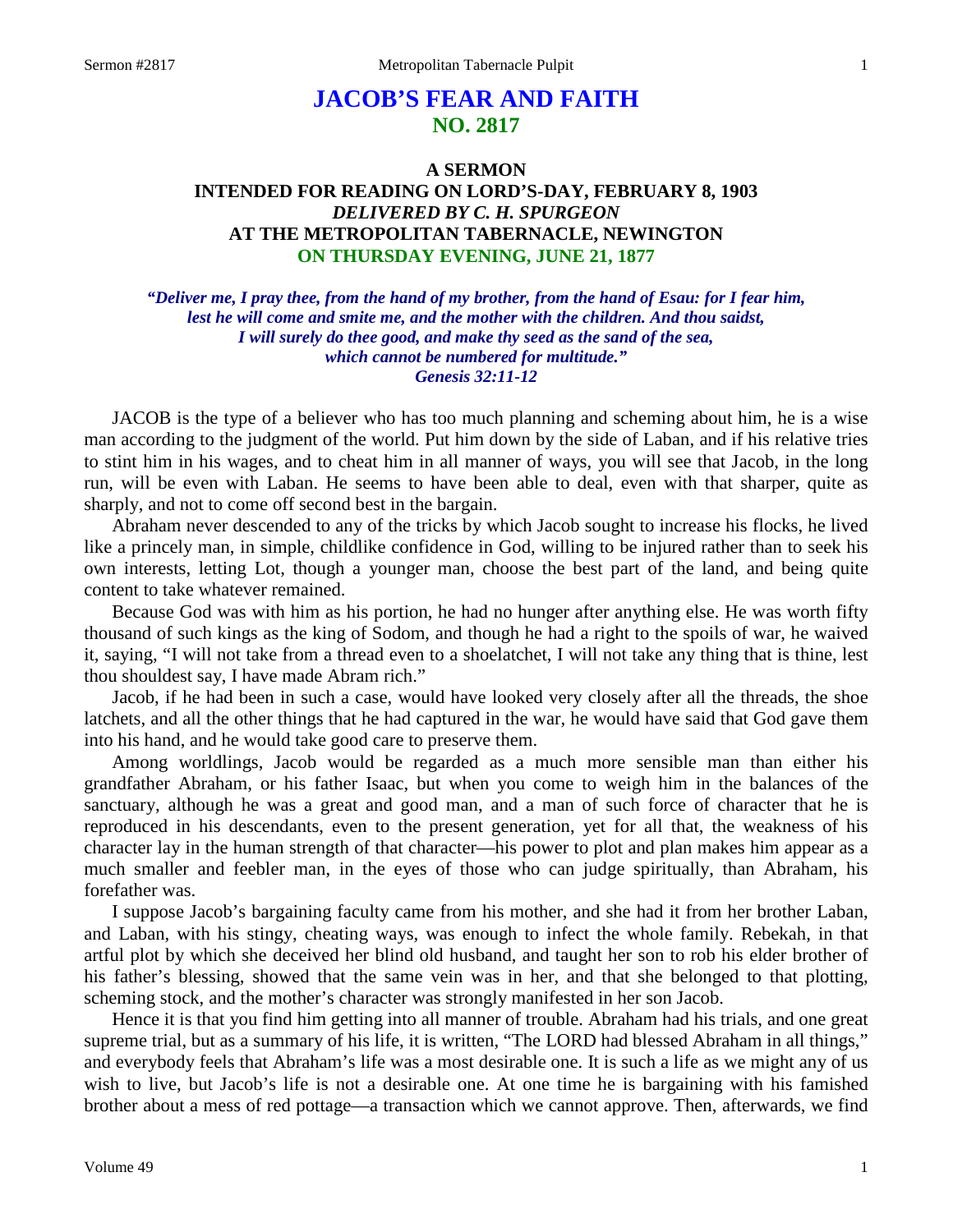# JACOB'S FEAR AND FAITH
## NO. 2817

### A SERMON
### INTENDED FOR READING ON LORD'S-DAY, FEBRUARY 8, 1903
### *DELIVERED BY C. H. SPURGEON*
### AT THE METROPOLITAN TABERNACLE, NEWINGTON
### ON THURSDAY EVENING, JUNE 21, 1877

*"Deliver me, I pray thee, from the hand of my brother, from the hand of Esau: for I fear him, lest he will come and smite me, and the mother with the children. And thou saidst, I will surely do thee good, and make thy seed as the sand of the sea, which cannot be numbered for multitude." Genesis 32:11-12*

JACOB is the type of a believer who has too much planning and scheming about him, he is a wise man according to the judgment of the world. Put him down by the side of Laban, and if his relative tries to stint him in his wages, and to cheat him in all manner of ways, you will see that Jacob, in the long run, will be even with Laban. He seems to have been able to deal, even with that sharper, quite as sharply, and not to come off second best in the bargain.

Abraham never descended to any of the tricks by which Jacob sought to increase his flocks, he lived like a princely man, in simple, childlike confidence in God, willing to be injured rather than to seek his own interests, letting Lot, though a younger man, choose the best part of the land, and being quite content to take whatever remained.

Because God was with him as his portion, he had no hunger after anything else. He was worth fifty thousand of such kings as the king of Sodom, and though he had a right to the spoils of war, he waived it, saying, "I will not take from a thread even to a shoelatchet, I will not take any thing that is thine, lest thou shouldest say, I have made Abram rich."

Jacob, if he had been in such a case, would have looked very closely after all the threads, the shoe latchets, and all the other things that he had captured in the war, he would have said that God gave them into his hand, and he would take good care to preserve them.

Among worldlings, Jacob would be regarded as a much more sensible man than either his grandfather Abraham, or his father Isaac, but when you come to weigh him in the balances of the sanctuary, although he was a great and good man, and a man of such force of character that he is reproduced in his descendants, even to the present generation, yet for all that, the weakness of his character lay in the human strength of that character—his power to plot and plan makes him appear as a much smaller and feebler man, in the eyes of those who can judge spiritually, than Abraham, his forefather was.

I suppose Jacob's bargaining faculty came from his mother, and she had it from her brother Laban, and Laban, with his stingy, cheating ways, was enough to infect the whole family. Rebekah, in that artful plot by which she deceived her blind old husband, and taught her son to rob his elder brother of his father's blessing, showed that the same vein was in her, and that she belonged to that plotting, scheming stock, and the mother's character was strongly manifested in her son Jacob.

Hence it is that you find him getting into all manner of trouble. Abraham had his trials, and one great supreme trial, but as a summary of his life, it is written, "The LORD had blessed Abraham in all things," and everybody feels that Abraham's life was a most desirable one. It is such a life as we might any of us wish to live, but Jacob's life is not a desirable one. At one time he is bargaining with his famished brother about a mess of red pottage—a transaction which we cannot approve. Then, afterwards, we find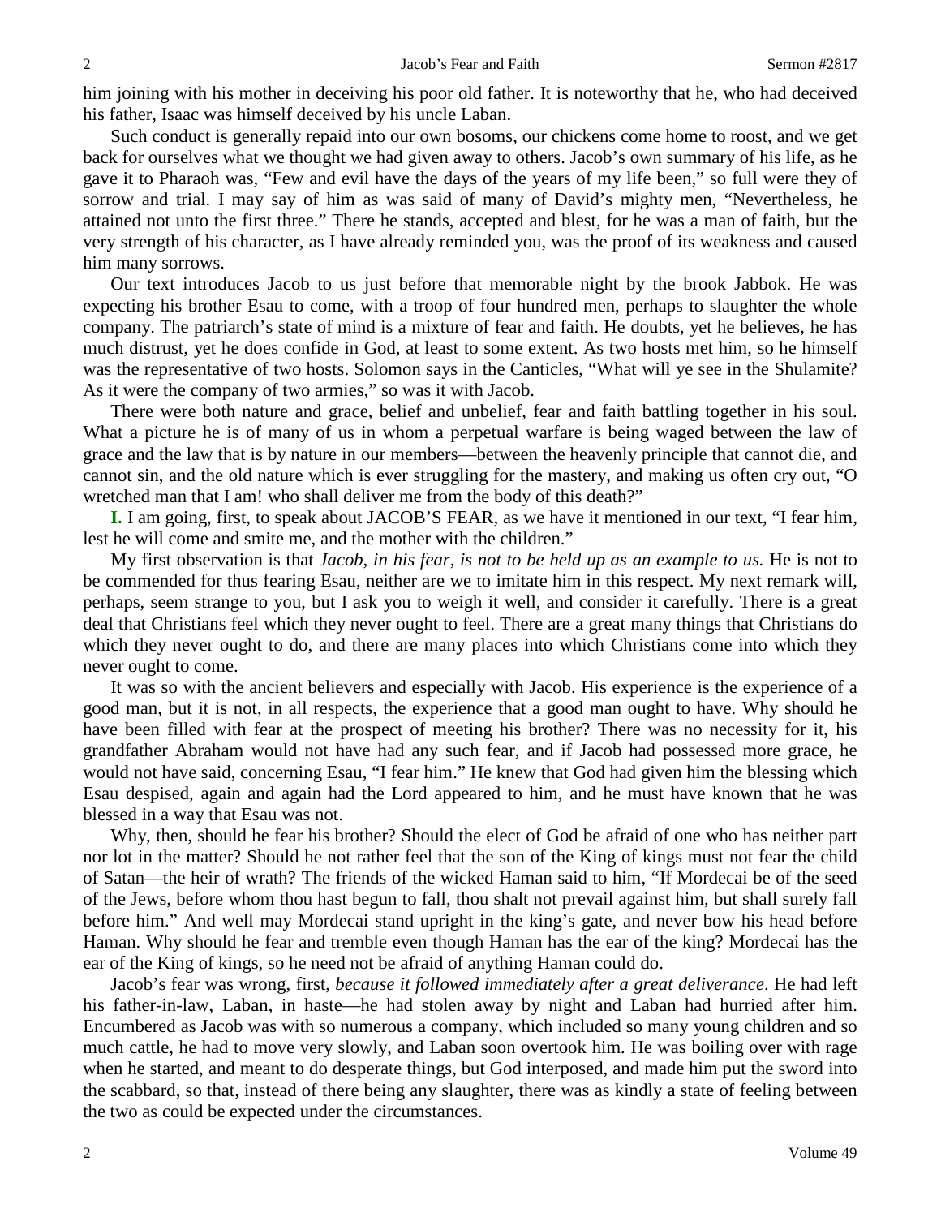him joining with his mother in deceiving his poor old father. It is noteworthy that he, who had deceived his father, Isaac was himself deceived by his uncle Laban.

Such conduct is generally repaid into our own bosoms, our chickens come home to roost, and we get back for ourselves what we thought we had given away to others. Jacob's own summary of his life, as he gave it to Pharaoh was, "Few and evil have the days of the years of my life been," so full were they of sorrow and trial. I may say of him as was said of many of David's mighty men, "Nevertheless, he attained not unto the first three." There he stands, accepted and blest, for he was a man of faith, but the very strength of his character, as I have already reminded you, was the proof of its weakness and caused him many sorrows.

Our text introduces Jacob to us just before that memorable night by the brook Jabbok. He was expecting his brother Esau to come, with a troop of four hundred men, perhaps to slaughter the whole company. The patriarch's state of mind is a mixture of fear and faith. He doubts, yet he believes, he has much distrust, yet he does confide in God, at least to some extent. As two hosts met him, so he himself was the representative of two hosts. Solomon says in the Canticles, "What will ye see in the Shulamite? As it were the company of two armies," so was it with Jacob.

There were both nature and grace, belief and unbelief, fear and faith battling together in his soul. What a picture he is of many of us in whom a perpetual warfare is being waged between the law of grace and the law that is by nature in our members—between the heavenly principle that cannot die, and cannot sin, and the old nature which is ever struggling for the mastery, and making us often cry out, "O wretched man that I am! who shall deliver me from the body of this death?"

**I.** I am going, first, to speak about JACOB'S FEAR, as we have it mentioned in our text, "I fear him, lest he will come and smite me, and the mother with the children."

My first observation is that *Jacob, in his fear, is not to be held up as an example to us.* He is not to be commended for thus fearing Esau, neither are we to imitate him in this respect. My next remark will, perhaps, seem strange to you, but I ask you to weigh it well, and consider it carefully. There is a great deal that Christians feel which they never ought to feel. There are a great many things that Christians do which they never ought to do, and there are many places into which Christians come into which they never ought to come.

It was so with the ancient believers and especially with Jacob. His experience is the experience of a good man, but it is not, in all respects, the experience that a good man ought to have. Why should he have been filled with fear at the prospect of meeting his brother? There was no necessity for it, his grandfather Abraham would not have had any such fear, and if Jacob had possessed more grace, he would not have said, concerning Esau, "I fear him." He knew that God had given him the blessing which Esau despised, again and again had the Lord appeared to him, and he must have known that he was blessed in a way that Esau was not.

Why, then, should he fear his brother? Should the elect of God be afraid of one who has neither part nor lot in the matter? Should he not rather feel that the son of the King of kings must not fear the child of Satan—the heir of wrath? The friends of the wicked Haman said to him, "If Mordecai be of the seed of the Jews, before whom thou hast begun to fall, thou shalt not prevail against him, but shall surely fall before him." And well may Mordecai stand upright in the king's gate, and never bow his head before Haman. Why should he fear and tremble even though Haman has the ear of the king? Mordecai has the ear of the King of kings, so he need not be afraid of anything Haman could do.

Jacob's fear was wrong, first, *because it followed immediately after a great deliverance*. He had left his father-in-law, Laban, in haste—he had stolen away by night and Laban had hurried after him. Encumbered as Jacob was with so numerous a company, which included so many young children and so much cattle, he had to move very slowly, and Laban soon overtook him. He was boiling over with rage when he started, and meant to do desperate things, but God interposed, and made him put the sword into the scabbard, so that, instead of there being any slaughter, there was as kindly a state of feeling between the two as could be expected under the circumstances.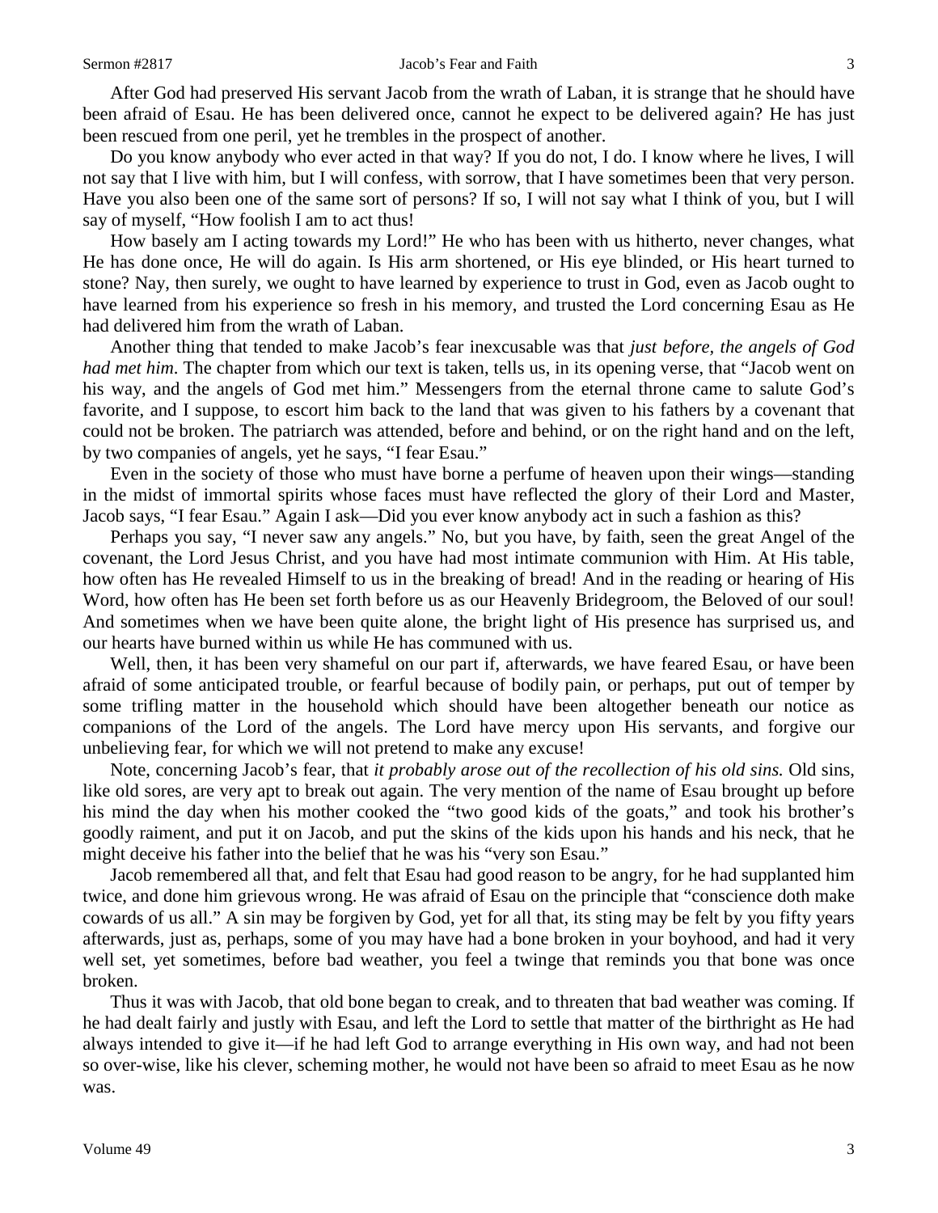After God had preserved His servant Jacob from the wrath of Laban, it is strange that he should have been afraid of Esau. He has been delivered once, cannot he expect to be delivered again? He has just been rescued from one peril, yet he trembles in the prospect of another.

Do you know anybody who ever acted in that way? If you do not, I do. I know where he lives, I will not say that I live with him, but I will confess, with sorrow, that I have sometimes been that very person. Have you also been one of the same sort of persons? If so, I will not say what I think of you, but I will say of myself, "How foolish I am to act thus!

How basely am I acting towards my Lord!" He who has been with us hitherto, never changes, what He has done once, He will do again. Is His arm shortened, or His eye blinded, or His heart turned to stone? Nay, then surely, we ought to have learned by experience to trust in God, even as Jacob ought to have learned from his experience so fresh in his memory, and trusted the Lord concerning Esau as He had delivered him from the wrath of Laban.

Another thing that tended to make Jacob's fear inexcusable was that *just before, the angels of God had met him*. The chapter from which our text is taken, tells us, in its opening verse, that "Jacob went on his way, and the angels of God met him." Messengers from the eternal throne came to salute God's favorite, and I suppose, to escort him back to the land that was given to his fathers by a covenant that could not be broken. The patriarch was attended, before and behind, or on the right hand and on the left, by two companies of angels, yet he says, "I fear Esau."

Even in the society of those who must have borne a perfume of heaven upon their wings—standing in the midst of immortal spirits whose faces must have reflected the glory of their Lord and Master, Jacob says, "I fear Esau." Again I ask—Did you ever know anybody act in such a fashion as this?

Perhaps you say, "I never saw any angels." No, but you have, by faith, seen the great Angel of the covenant, the Lord Jesus Christ, and you have had most intimate communion with Him. At His table, how often has He revealed Himself to us in the breaking of bread! And in the reading or hearing of His Word, how often has He been set forth before us as our Heavenly Bridegroom, the Beloved of our soul! And sometimes when we have been quite alone, the bright light of His presence has surprised us, and our hearts have burned within us while He has communed with us.

Well, then, it has been very shameful on our part if, afterwards, we have feared Esau, or have been afraid of some anticipated trouble, or fearful because of bodily pain, or perhaps, put out of temper by some trifling matter in the household which should have been altogether beneath our notice as companions of the Lord of the angels. The Lord have mercy upon His servants, and forgive our unbelieving fear, for which we will not pretend to make any excuse!

Note, concerning Jacob's fear, that *it probably arose out of the recollection of his old sins.* Old sins, like old sores, are very apt to break out again. The very mention of the name of Esau brought up before his mind the day when his mother cooked the "two good kids of the goats," and took his brother's goodly raiment, and put it on Jacob, and put the skins of the kids upon his hands and his neck, that he might deceive his father into the belief that he was his "very son Esau."

Jacob remembered all that, and felt that Esau had good reason to be angry, for he had supplanted him twice, and done him grievous wrong. He was afraid of Esau on the principle that "conscience doth make cowards of us all." A sin may be forgiven by God, yet for all that, its sting may be felt by you fifty years afterwards, just as, perhaps, some of you may have had a bone broken in your boyhood, and had it very well set, yet sometimes, before bad weather, you feel a twinge that reminds you that bone was once broken.

Thus it was with Jacob, that old bone began to creak, and to threaten that bad weather was coming. If he had dealt fairly and justly with Esau, and left the Lord to settle that matter of the birthright as He had always intended to give it—if he had left God to arrange everything in His own way, and had not been so over-wise, like his clever, scheming mother, he would not have been so afraid to meet Esau as he now was.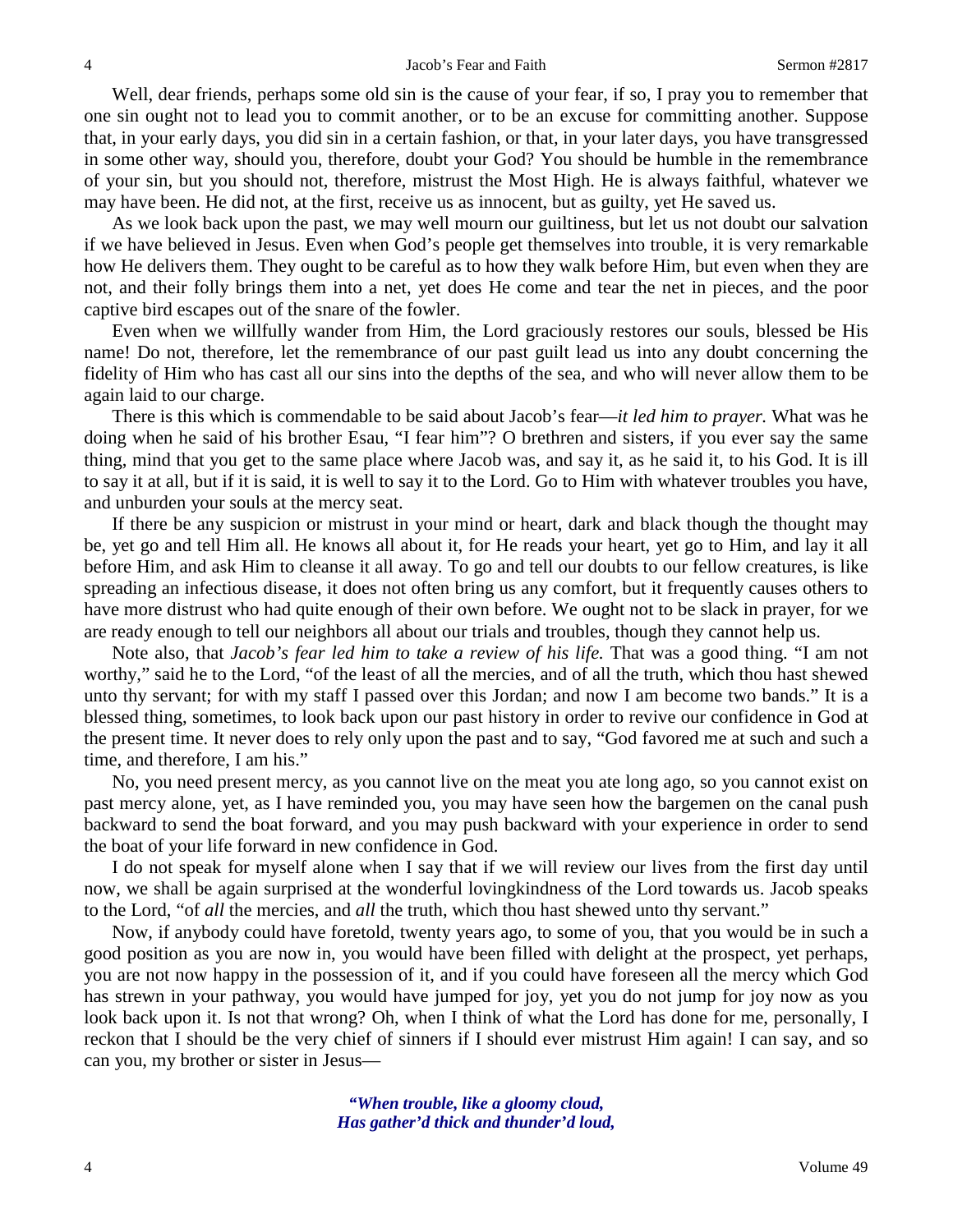Well, dear friends, perhaps some old sin is the cause of your fear, if so, I pray you to remember that one sin ought not to lead you to commit another, or to be an excuse for committing another. Suppose that, in your early days, you did sin in a certain fashion, or that, in your later days, you have transgressed in some other way, should you, therefore, doubt your God? You should be humble in the remembrance of your sin, but you should not, therefore, mistrust the Most High. He is always faithful, whatever we may have been. He did not, at the first, receive us as innocent, but as guilty, yet He saved us.

As we look back upon the past, we may well mourn our guiltiness, but let us not doubt our salvation if we have believed in Jesus. Even when God's people get themselves into trouble, it is very remarkable how He delivers them. They ought to be careful as to how they walk before Him, but even when they are not, and their folly brings them into a net, yet does He come and tear the net in pieces, and the poor captive bird escapes out of the snare of the fowler.

Even when we willfully wander from Him, the Lord graciously restores our souls, blessed be His name! Do not, therefore, let the remembrance of our past guilt lead us into any doubt concerning the fidelity of Him who has cast all our sins into the depths of the sea, and who will never allow them to be again laid to our charge.

There is this which is commendable to be said about Jacob's fear—*it led him to prayer.* What was he doing when he said of his brother Esau, "I fear him"? O brethren and sisters, if you ever say the same thing, mind that you get to the same place where Jacob was, and say it, as he said it, to his God. It is ill to say it at all, but if it is said, it is well to say it to the Lord. Go to Him with whatever troubles you have, and unburden your souls at the mercy seat.

If there be any suspicion or mistrust in your mind or heart, dark and black though the thought may be, yet go and tell Him all. He knows all about it, for He reads your heart, yet go to Him, and lay it all before Him, and ask Him to cleanse it all away. To go and tell our doubts to our fellow creatures, is like spreading an infectious disease, it does not often bring us any comfort, but it frequently causes others to have more distrust who had quite enough of their own before. We ought not to be slack in prayer, for we are ready enough to tell our neighbors all about our trials and troubles, though they cannot help us.

Note also, that *Jacob's fear led him to take a review of his life.* That was a good thing. "I am not worthy," said he to the Lord, "of the least of all the mercies, and of all the truth, which thou hast shewed unto thy servant; for with my staff I passed over this Jordan; and now I am become two bands." It is a blessed thing, sometimes, to look back upon our past history in order to revive our confidence in God at the present time. It never does to rely only upon the past and to say, "God favored me at such and such a time, and therefore, I am his."

No, you need present mercy, as you cannot live on the meat you ate long ago, so you cannot exist on past mercy alone, yet, as I have reminded you, you may have seen how the bargemen on the canal push backward to send the boat forward, and you may push backward with your experience in order to send the boat of your life forward in new confidence in God.

I do not speak for myself alone when I say that if we will review our lives from the first day until now, we shall be again surprised at the wonderful lovingkindness of the Lord towards us. Jacob speaks to the Lord, "of *all* the mercies, and *all* the truth, which thou hast shewed unto thy servant."

Now, if anybody could have foretold, twenty years ago, to some of you, that you would be in such a good position as you are now in, you would have been filled with delight at the prospect, yet perhaps, you are not now happy in the possession of it, and if you could have foreseen all the mercy which God has strewn in your pathway, you would have jumped for joy, yet you do not jump for joy now as you look back upon it. Is not that wrong? Oh, when I think of what the Lord has done for me, personally, I reckon that I should be the very chief of sinners if I should ever mistrust Him again! I can say, and so can you, my brother or sister in Jesus—

> ***"When trouble, like a gloomy cloud,***
> ***Has gather'd thick and thunder'd loud,***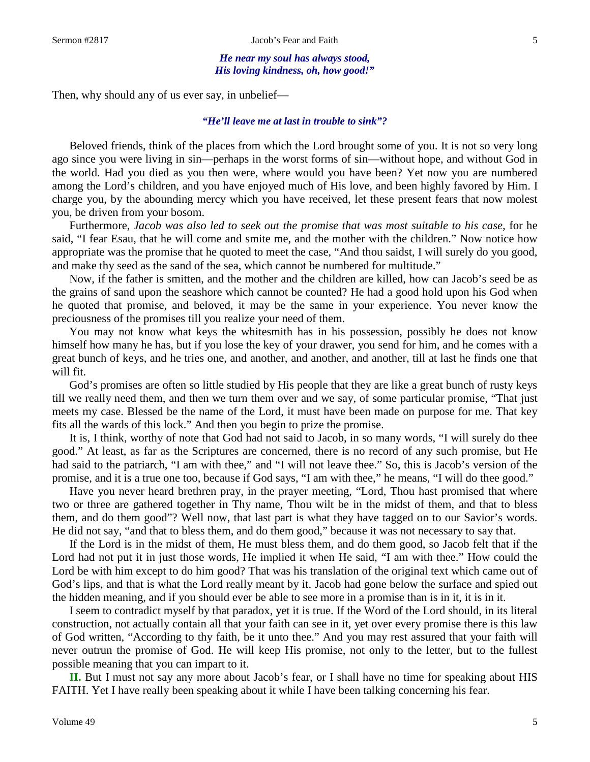*He near my soul has always stood,*
*His loving kindness, oh, how good!"*

Then, why should any of us ever say, in unbelief—

*"He'll leave me at last in trouble to sink"?*

Beloved friends, think of the places from which the Lord brought some of you. It is not so very long ago since you were living in sin—perhaps in the worst forms of sin—without hope, and without God in the world. Had you died as you then were, where would you have been? Yet now you are numbered among the Lord's children, and you have enjoyed much of His love, and been highly favored by Him. I charge you, by the abounding mercy which you have received, let these present fears that now molest you, be driven from your bosom.

Furthermore, *Jacob was also led to seek out the promise that was most suitable to his case,* for he said, "I fear Esau, that he will come and smite me, and the mother with the children." Now notice how appropriate was the promise that he quoted to meet the case, "And thou saidst, I will surely do you good, and make thy seed as the sand of the sea, which cannot be numbered for multitude."

Now, if the father is smitten, and the mother and the children are killed, how can Jacob's seed be as the grains of sand upon the seashore which cannot be counted? He had a good hold upon his God when he quoted that promise, and beloved, it may be the same in your experience. You never know the preciousness of the promises till you realize your need of them.

You may not know what keys the whitesmith has in his possession, possibly he does not know himself how many he has, but if you lose the key of your drawer, you send for him, and he comes with a great bunch of keys, and he tries one, and another, and another, and another, till at last he finds one that will fit.

God's promises are often so little studied by His people that they are like a great bunch of rusty keys till we really need them, and then we turn them over and we say, of some particular promise, "That just meets my case. Blessed be the name of the Lord, it must have been made on purpose for me. That key fits all the wards of this lock." And then you begin to prize the promise.

It is, I think, worthy of note that God had not said to Jacob, in so many words, "I will surely do thee good." At least, as far as the Scriptures are concerned, there is no record of any such promise, but He had said to the patriarch, "I am with thee," and "I will not leave thee." So, this is Jacob's version of the promise, and it is a true one too, because if God says, "I am with thee," he means, "I will do thee good."

Have you never heard brethren pray, in the prayer meeting, "Lord, Thou hast promised that where two or three are gathered together in Thy name, Thou wilt be in the midst of them, and that to bless them, and do them good"? Well now, that last part is what they have tagged on to our Savior's words. He did not say, "and that to bless them, and do them good," because it was not necessary to say that.

If the Lord is in the midst of them, He must bless them, and do them good, so Jacob felt that if the Lord had not put it in just those words, He implied it when He said, "I am with thee." How could the Lord be with him except to do him good? That was his translation of the original text which came out of God's lips, and that is what the Lord really meant by it. Jacob had gone below the surface and spied out the hidden meaning, and if you should ever be able to see more in a promise than is in it, it is in it.

I seem to contradict myself by that paradox, yet it is true. If the Word of the Lord should, in its literal construction, not actually contain all that your faith can see in it, yet over every promise there is this law of God written, "According to thy faith, be it unto thee." And you may rest assured that your faith will never outrun the promise of God. He will keep His promise, not only to the letter, but to the fullest possible meaning that you can impart to it.

**II.** But I must not say any more about Jacob's fear, or I shall have no time for speaking about HIS FAITH. Yet I have really been speaking about it while I have been talking concerning his fear.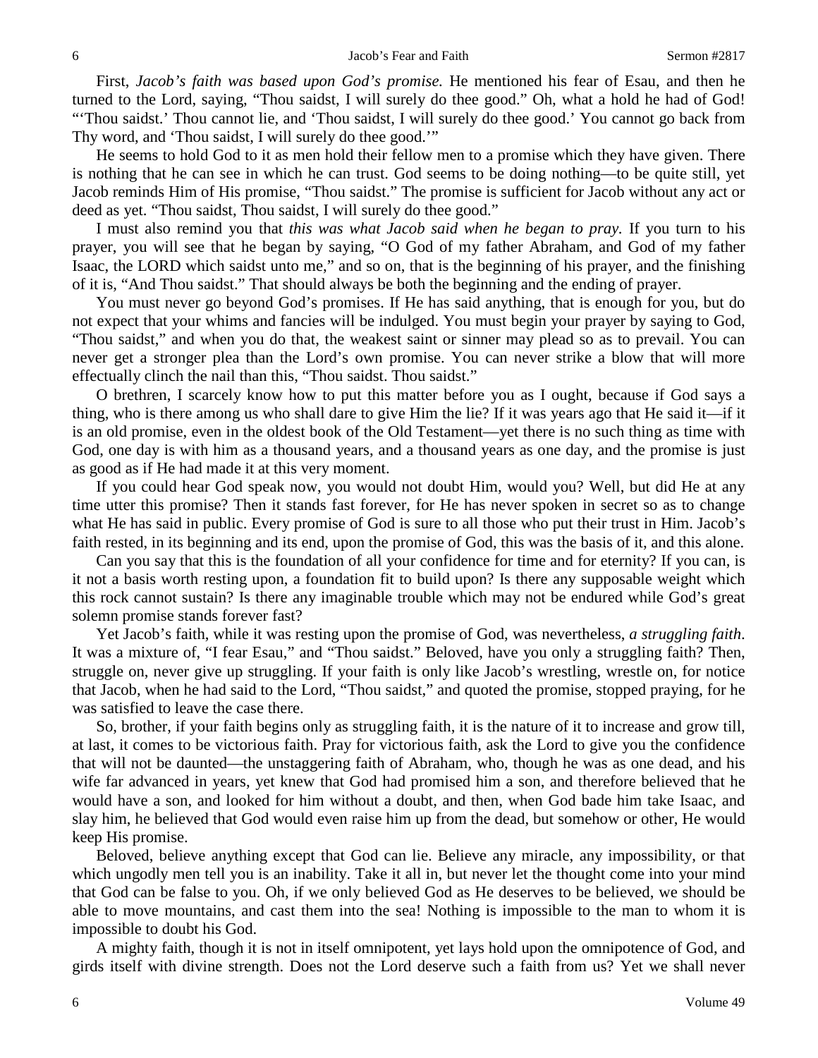First, *Jacob's faith was based upon God's promise.* He mentioned his fear of Esau, and then he turned to the Lord, saying, "Thou saidst, I will surely do thee good." Oh, what a hold he had of God! "'Thou saidst.' Thou cannot lie, and 'Thou saidst, I will surely do thee good.' You cannot go back from Thy word, and 'Thou saidst, I will surely do thee good.'"

He seems to hold God to it as men hold their fellow men to a promise which they have given. There is nothing that he can see in which he can trust. God seems to be doing nothing—to be quite still, yet Jacob reminds Him of His promise, "Thou saidst." The promise is sufficient for Jacob without any act or deed as yet. "Thou saidst, Thou saidst, I will surely do thee good."

I must also remind you that *this was what Jacob said when he began to pray.* If you turn to his prayer, you will see that he began by saying, "O God of my father Abraham, and God of my father Isaac, the LORD which saidst unto me," and so on, that is the beginning of his prayer, and the finishing of it is, "And Thou saidst." That should always be both the beginning and the ending of prayer.

You must never go beyond God's promises. If He has said anything, that is enough for you, but do not expect that your whims and fancies will be indulged. You must begin your prayer by saying to God, "Thou saidst," and when you do that, the weakest saint or sinner may plead so as to prevail. You can never get a stronger plea than the Lord's own promise. You can never strike a blow that will more effectually clinch the nail than this, "Thou saidst. Thou saidst."

O brethren, I scarcely know how to put this matter before you as I ought, because if God says a thing, who is there among us who shall dare to give Him the lie? If it was years ago that He said it—if it is an old promise, even in the oldest book of the Old Testament—yet there is no such thing as time with God, one day is with him as a thousand years, and a thousand years as one day, and the promise is just as good as if He had made it at this very moment.

If you could hear God speak now, you would not doubt Him, would you? Well, but did He at any time utter this promise? Then it stands fast forever, for He has never spoken in secret so as to change what He has said in public. Every promise of God is sure to all those who put their trust in Him. Jacob's faith rested, in its beginning and its end, upon the promise of God, this was the basis of it, and this alone.

Can you say that this is the foundation of all your confidence for time and for eternity? If you can, is it not a basis worth resting upon, a foundation fit to build upon? Is there any supposable weight which this rock cannot sustain? Is there any imaginable trouble which may not be endured while God's great solemn promise stands forever fast?

Yet Jacob's faith, while it was resting upon the promise of God, was nevertheless, *a struggling faith*. It was a mixture of, "I fear Esau," and "Thou saidst." Beloved, have you only a struggling faith? Then, struggle on, never give up struggling. If your faith is only like Jacob's wrestling, wrestle on, for notice that Jacob, when he had said to the Lord, "Thou saidst," and quoted the promise, stopped praying, for he was satisfied to leave the case there.

So, brother, if your faith begins only as struggling faith, it is the nature of it to increase and grow till, at last, it comes to be victorious faith. Pray for victorious faith, ask the Lord to give you the confidence that will not be daunted—the unstaggering faith of Abraham, who, though he was as one dead, and his wife far advanced in years, yet knew that God had promised him a son, and therefore believed that he would have a son, and looked for him without a doubt, and then, when God bade him take Isaac, and slay him, he believed that God would even raise him up from the dead, but somehow or other, He would keep His promise.

Beloved, believe anything except that God can lie. Believe any miracle, any impossibility, or that which ungodly men tell you is an inability. Take it all in, but never let the thought come into your mind that God can be false to you. Oh, if we only believed God as He deserves to be believed, we should be able to move mountains, and cast them into the sea! Nothing is impossible to the man to whom it is impossible to doubt his God.

A mighty faith, though it is not in itself omnipotent, yet lays hold upon the omnipotence of God, and girds itself with divine strength. Does not the Lord deserve such a faith from us? Yet we shall never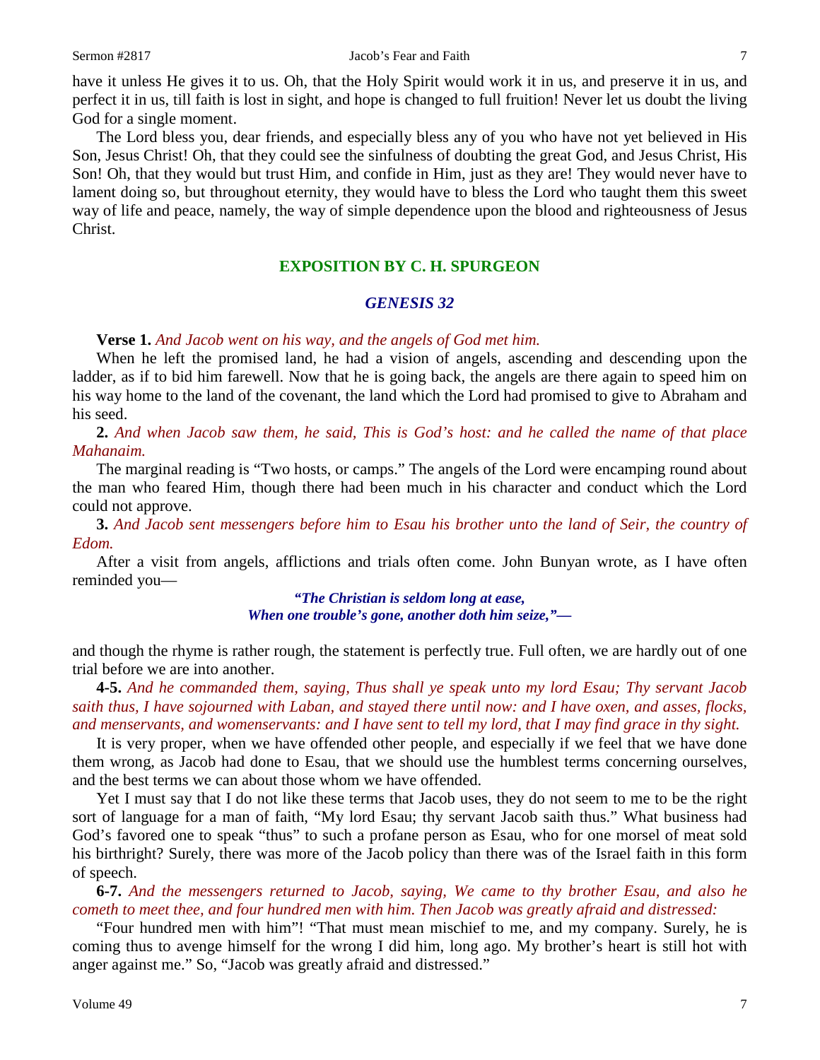have it unless He gives it to us. Oh, that the Holy Spirit would work it in us, and preserve it in us, and perfect it in us, till faith is lost in sight, and hope is changed to full fruition! Never let us doubt the living God for a single moment.

The Lord bless you, dear friends, and especially bless any of you who have not yet believed in His Son, Jesus Christ! Oh, that they could see the sinfulness of doubting the great God, and Jesus Christ, His Son! Oh, that they would but trust Him, and confide in Him, just as they are! They would never have to lament doing so, but throughout eternity, they would have to bless the Lord who taught them this sweet way of life and peace, namely, the way of simple dependence upon the blood and righteousness of Jesus Christ.

## EXPOSITION BY C. H. SPURGEON

### *GENESIS 32*

**Verse 1.** *And Jacob went on his way, and the angels of God met him.*

When he left the promised land, he had a vision of angels, ascending and descending upon the ladder, as if to bid him farewell. Now that he is going back, the angels are there again to speed him on his way home to the land of the covenant, the land which the Lord had promised to give to Abraham and his seed.

**2.** *And when Jacob saw them, he said, This is God's host: and he called the name of that place Mahanaim.*

The marginal reading is "Two hosts, or camps." The angels of the Lord were encamping round about the man who feared Him, though there had been much in his character and conduct which the Lord could not approve.

**3.** *And Jacob sent messengers before him to Esau his brother unto the land of Seir, the country of Edom.*

After a visit from angels, afflictions and trials often come. John Bunyan wrote, as I have often reminded you—

> ***"The Christian is seldom long at ease,***
> ***When one trouble's gone, another doth him seize,"—***

and though the rhyme is rather rough, the statement is perfectly true. Full often, we are hardly out of one trial before we are into another.

**4-5.** *And he commanded them, saying, Thus shall ye speak unto my lord Esau; Thy servant Jacob saith thus, I have sojourned with Laban, and stayed there until now: and I have oxen, and asses, flocks, and menservants, and womenservants: and I have sent to tell my lord, that I may find grace in thy sight.*

It is very proper, when we have offended other people, and especially if we feel that we have done them wrong, as Jacob had done to Esau, that we should use the humblest terms concerning ourselves, and the best terms we can about those whom we have offended.

Yet I must say that I do not like these terms that Jacob uses, they do not seem to me to be the right sort of language for a man of faith, "My lord Esau; thy servant Jacob saith thus." What business had God's favored one to speak "thus" to such a profane person as Esau, who for one morsel of meat sold his birthright? Surely, there was more of the Jacob policy than there was of the Israel faith in this form of speech.

**6-7.** *And the messengers returned to Jacob, saying, We came to thy brother Esau, and also he cometh to meet thee, and four hundred men with him. Then Jacob was greatly afraid and distressed:*

"Four hundred men with him"! "That must mean mischief to me, and my company. Surely, he is coming thus to avenge himself for the wrong I did him, long ago. My brother's heart is still hot with anger against me." So, "Jacob was greatly afraid and distressed."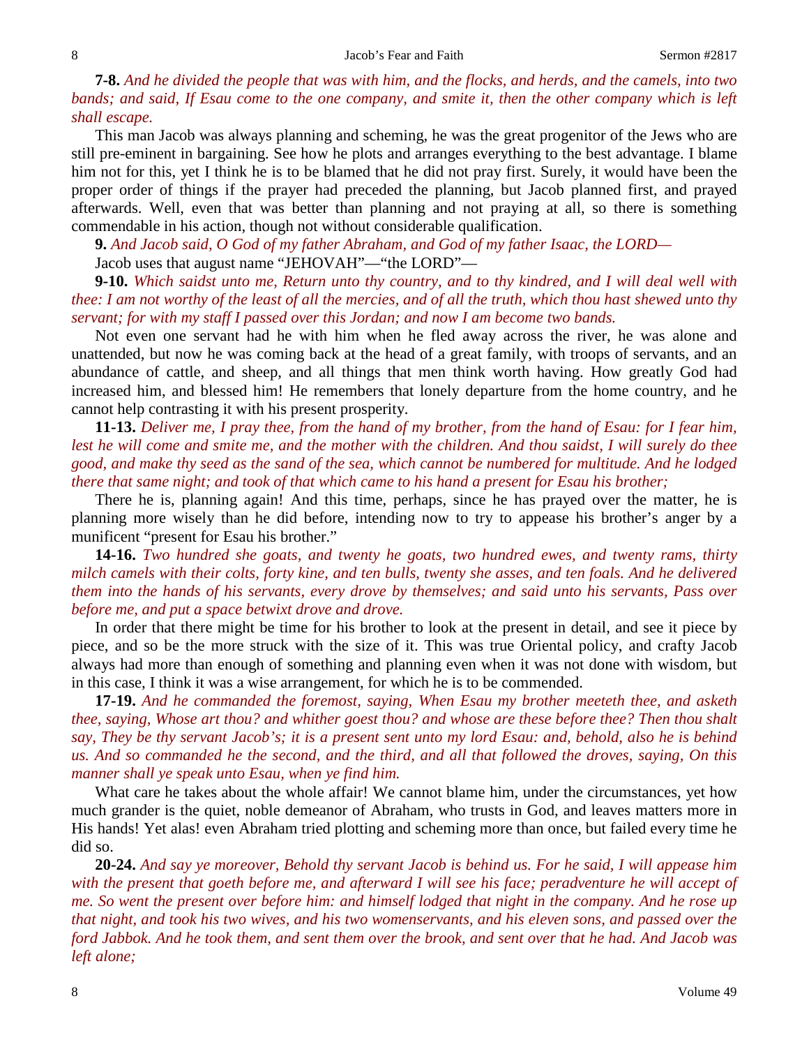**7-8.** *And he divided the people that was with him, and the flocks, and herds, and the camels, into two bands; and said, If Esau come to the one company, and smite it, then the other company which is left shall escape.*

This man Jacob was always planning and scheming, he was the great progenitor of the Jews who are still pre-eminent in bargaining. See how he plots and arranges everything to the best advantage. I blame him not for this, yet I think he is to be blamed that he did not pray first. Surely, it would have been the proper order of things if the prayer had preceded the planning, but Jacob planned first, and prayed afterwards. Well, even that was better than planning and not praying at all, so there is something commendable in his action, though not without considerable qualification.

**9.** *And Jacob said, O God of my father Abraham, and God of my father Isaac, the LORD—*

Jacob uses that august name "JEHOVAH"—"the LORD"—

**9-10.** *Which saidst unto me, Return unto thy country, and to thy kindred, and I will deal well with thee: I am not worthy of the least of all the mercies, and of all the truth, which thou hast shewed unto thy servant; for with my staff I passed over this Jordan; and now I am become two bands.*

Not even one servant had he with him when he fled away across the river, he was alone and unattended, but now he was coming back at the head of a great family, with troops of servants, and an abundance of cattle, and sheep, and all things that men think worth having. How greatly God had increased him, and blessed him! He remembers that lonely departure from the home country, and he cannot help contrasting it with his present prosperity.

**11-13.** *Deliver me, I pray thee, from the hand of my brother, from the hand of Esau: for I fear him, lest he will come and smite me, and the mother with the children. And thou saidst, I will surely do thee good, and make thy seed as the sand of the sea, which cannot be numbered for multitude. And he lodged there that same night; and took of that which came to his hand a present for Esau his brother;*

There he is, planning again! And this time, perhaps, since he has prayed over the matter, he is planning more wisely than he did before, intending now to try to appease his brother's anger by a munificent "present for Esau his brother."

**14-16.** *Two hundred she goats, and twenty he goats, two hundred ewes, and twenty rams, thirty milch camels with their colts, forty kine, and ten bulls, twenty she asses, and ten foals. And he delivered them into the hands of his servants, every drove by themselves; and said unto his servants, Pass over before me, and put a space betwixt drove and drove.*

In order that there might be time for his brother to look at the present in detail, and see it piece by piece, and so be the more struck with the size of it. This was true Oriental policy, and crafty Jacob always had more than enough of something and planning even when it was not done with wisdom, but in this case, I think it was a wise arrangement, for which he is to be commended.

**17-19.** *And he commanded the foremost, saying, When Esau my brother meeteth thee, and asketh thee, saying, Whose art thou? and whither goest thou? and whose are these before thee? Then thou shalt say, They be thy servant Jacob's; it is a present sent unto my lord Esau: and, behold, also he is behind us. And so commanded he the second, and the third, and all that followed the droves, saying, On this manner shall ye speak unto Esau, when ye find him.*

What care he takes about the whole affair! We cannot blame him, under the circumstances, yet how much grander is the quiet, noble demeanor of Abraham, who trusts in God, and leaves matters more in His hands! Yet alas! even Abraham tried plotting and scheming more than once, but failed every time he did so.

**20-24.** *And say ye moreover, Behold thy servant Jacob is behind us. For he said, I will appease him with the present that goeth before me, and afterward I will see his face; peradventure he will accept of me. So went the present over before him: and himself lodged that night in the company. And he rose up that night, and took his two wives, and his two womenservants, and his eleven sons, and passed over the ford Jabbok. And he took them, and sent them over the brook, and sent over that he had. And Jacob was left alone;*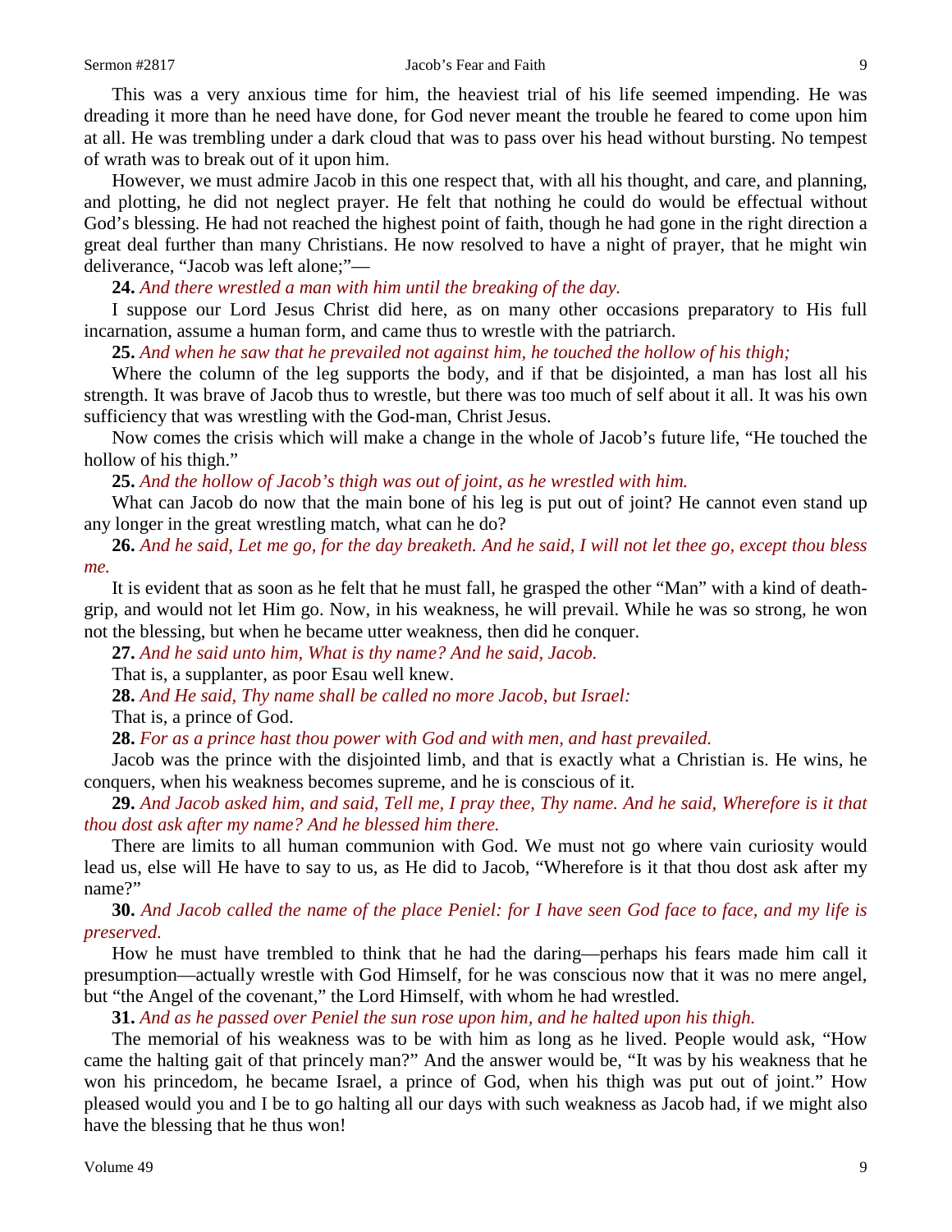This was a very anxious time for him, the heaviest trial of his life seemed impending. He was dreading it more than he need have done, for God never meant the trouble he feared to come upon him at all. He was trembling under a dark cloud that was to pass over his head without bursting. No tempest of wrath was to break out of it upon him.

However, we must admire Jacob in this one respect that, with all his thought, and care, and planning, and plotting, he did not neglect prayer. He felt that nothing he could do would be effectual without God's blessing. He had not reached the highest point of faith, though he had gone in the right direction a great deal further than many Christians. He now resolved to have a night of prayer, that he might win deliverance, "Jacob was left alone;"—

**24.** *And there wrestled a man with him until the breaking of the day.*

I suppose our Lord Jesus Christ did here, as on many other occasions preparatory to His full incarnation, assume a human form, and came thus to wrestle with the patriarch.

**25.** *And when he saw that he prevailed not against him, he touched the hollow of his thigh;*

Where the column of the leg supports the body, and if that be disjointed, a man has lost all his strength. It was brave of Jacob thus to wrestle, but there was too much of self about it all. It was his own sufficiency that was wrestling with the God-man, Christ Jesus.

Now comes the crisis which will make a change in the whole of Jacob's future life, "He touched the hollow of his thigh."

**25.** *And the hollow of Jacob's thigh was out of joint, as he wrestled with him.*

What can Jacob do now that the main bone of his leg is put out of joint? He cannot even stand up any longer in the great wrestling match, what can he do?

**26.** *And he said, Let me go, for the day breaketh. And he said, I will not let thee go, except thou bless me.*

It is evident that as soon as he felt that he must fall, he grasped the other "Man" with a kind of death-grip, and would not let Him go. Now, in his weakness, he will prevail. While he was so strong, he won not the blessing, but when he became utter weakness, then did he conquer.

**27.** *And he said unto him, What is thy name? And he said, Jacob.*

That is, a supplanter, as poor Esau well knew.

**28.** *And He said, Thy name shall be called no more Jacob, but Israel:*

That is, a prince of God.

**28.** *For as a prince hast thou power with God and with men, and hast prevailed.*

Jacob was the prince with the disjointed limb, and that is exactly what a Christian is. He wins, he conquers, when his weakness becomes supreme, and he is conscious of it.

**29.** *And Jacob asked him, and said, Tell me, I pray thee, Thy name. And he said, Wherefore is it that thou dost ask after my name? And he blessed him there.*

There are limits to all human communion with God. We must not go where vain curiosity would lead us, else will He have to say to us, as He did to Jacob, "Wherefore is it that thou dost ask after my name?"

**30.** *And Jacob called the name of the place Peniel: for I have seen God face to face, and my life is preserved.*

How he must have trembled to think that he had the daring—perhaps his fears made him call it presumption—actually wrestle with God Himself, for he was conscious now that it was no mere angel, but "the Angel of the covenant," the Lord Himself, with whom he had wrestled.

**31.** *And as he passed over Peniel the sun rose upon him, and he halted upon his thigh.*

The memorial of his weakness was to be with him as long as he lived. People would ask, "How came the halting gait of that princely man?" And the answer would be, "It was by his weakness that he won his princedom, he became Israel, a prince of God, when his thigh was put out of joint." How pleased would you and I be to go halting all our days with such weakness as Jacob had, if we might also have the blessing that he thus won!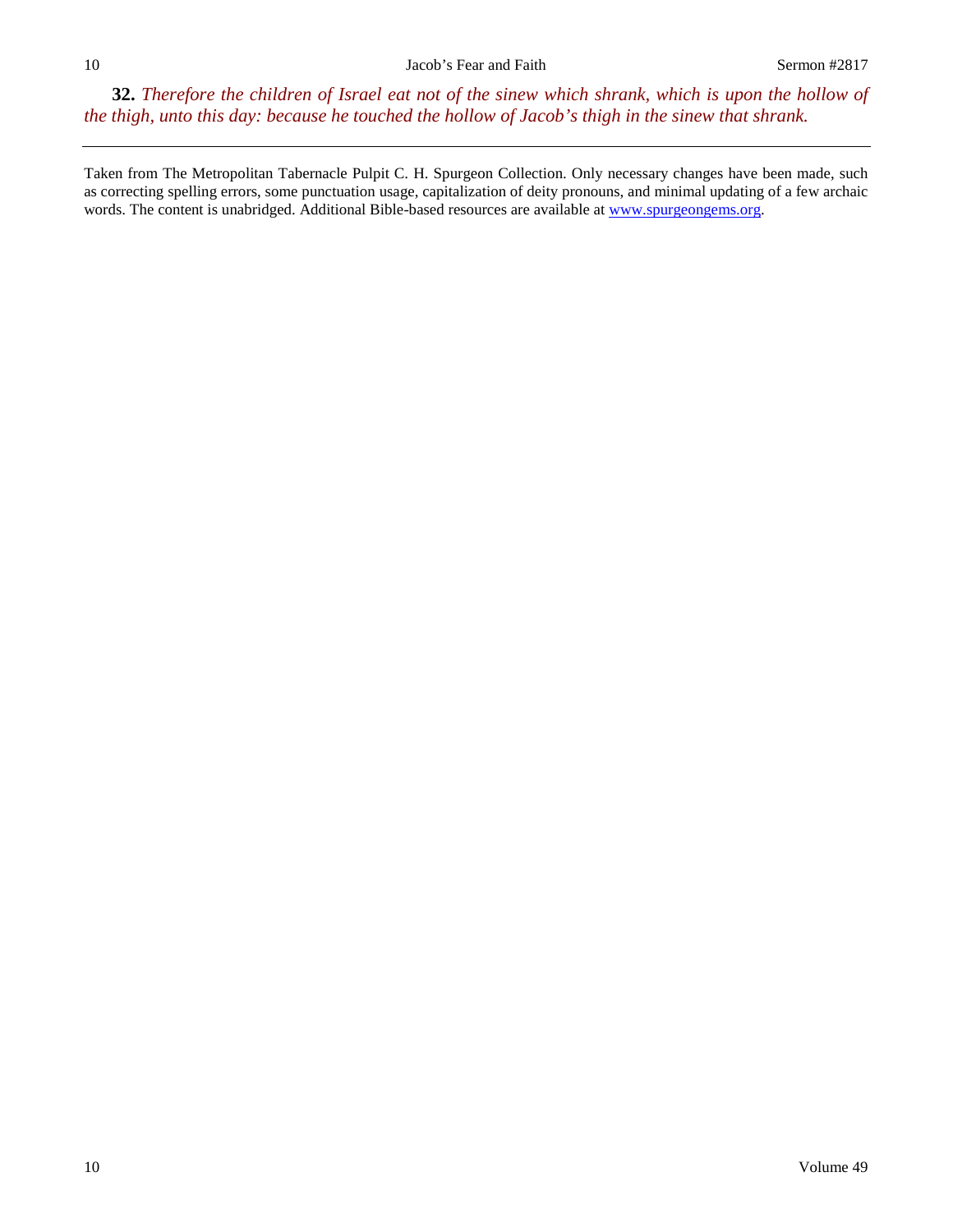**32.** *Therefore the children of Israel eat not of the sinew which shrank, which is upon the hollow of the thigh, unto this day: because he touched the hollow of Jacob's thigh in the sinew that shrank.*

---

Taken from The Metropolitan Tabernacle Pulpit C. H. Spurgeon Collection. Only necessary changes have been made, such as correcting spelling errors, some punctuation usage, capitalization of deity pronouns, and minimal updating of a few archaic words. The content is unabridged. Additional Bible-based resources are available at [www.spurgeongems.org](http://www.spurgeongems.org).